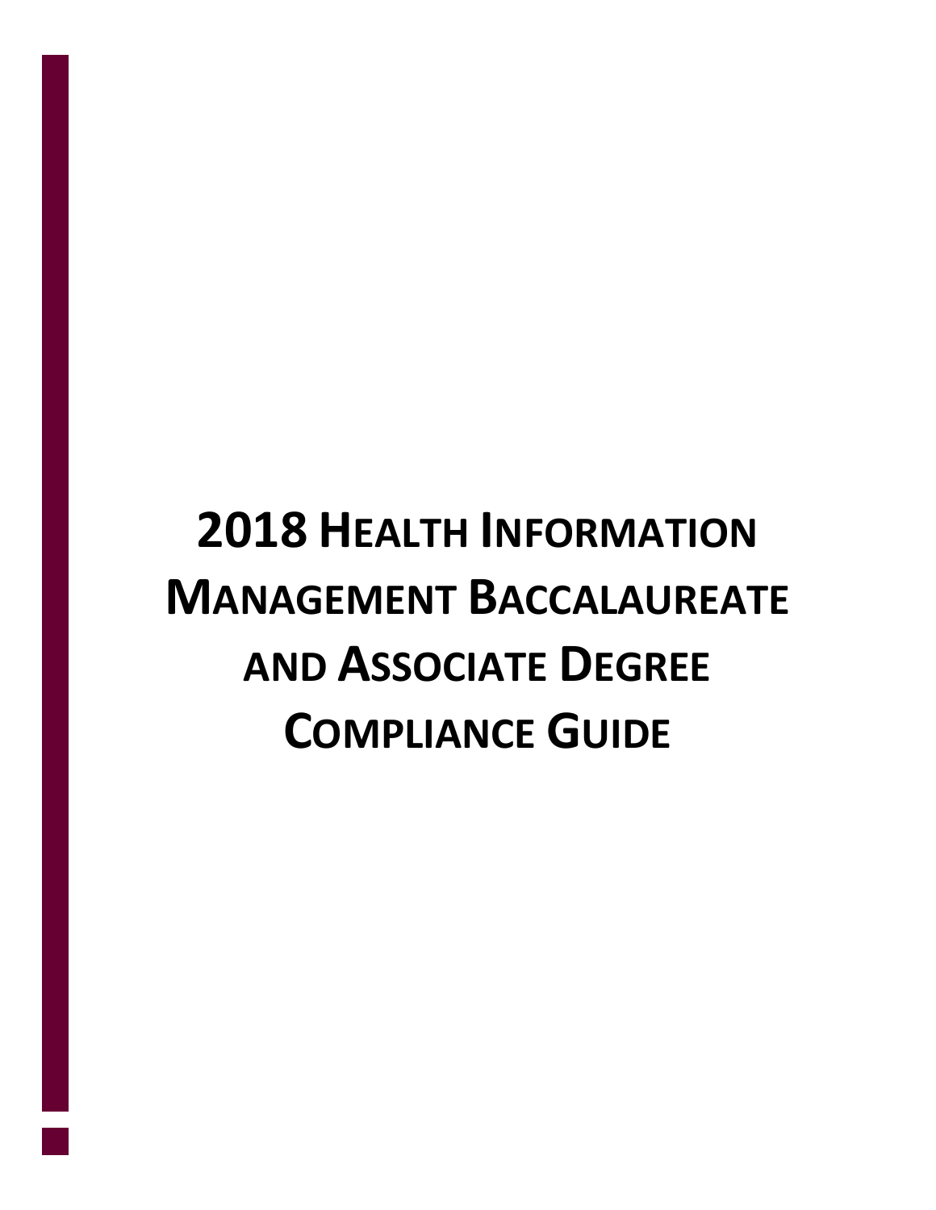# 2018 Health Information Management Baccalaureate and Associate Degree Compliance Guide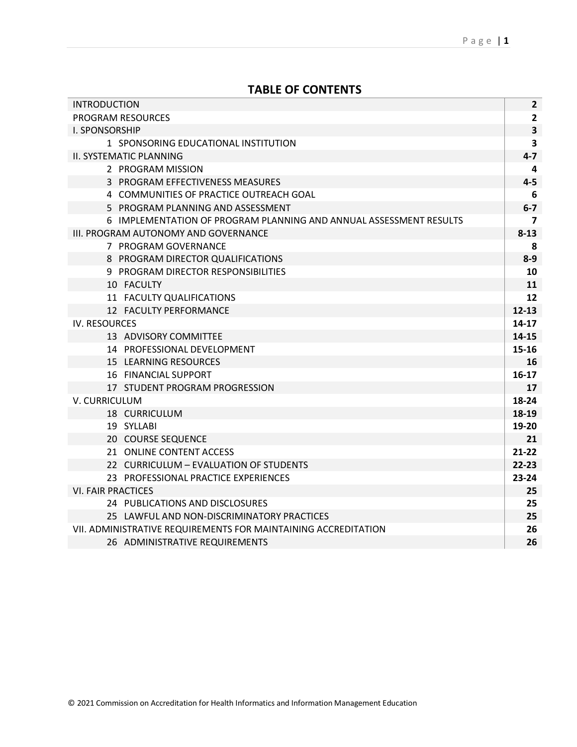## TABLE OF CONTENTS

| | |
|---|---|
| INTRODUCTION | **2** |
| PROGRAM RESOURCES | **2** |
| I. SPONSORSHIP | **3** |
| 1 SPONSORING EDUCATIONAL INSTITUTION | **3** |
| II. SYSTEMATIC PLANNING | **4-7** |
| 2 PROGRAM MISSION | **4** |
| 3 PROGRAM EFFECTIVENESS MEASURES | **4-5** |
| 4 COMMUNITIES OF PRACTICE OUTREACH GOAL | **6** |
| 5 PROGRAM PLANNING AND ASSESSMENT | **6-7** |
| 6 IMPLEMENTATION OF PROGRAM PLANNING AND ANNUAL ASSESSMENT RESULTS | **7** |
| III. PROGRAM AUTONOMY AND GOVERNANCE | **8-13** |
| 7 PROGRAM GOVERNANCE | **8** |
| 8 PROGRAM DIRECTOR QUALIFICATIONS | **8-9** |
| 9 PROGRAM DIRECTOR RESPONSIBILITIES | **10** |
| 10 FACULTY | **11** |
| 11 FACULTY QUALIFICATIONS | **12** |
| 12 FACULTY PERFORMANCE | **12-13** |
| IV. RESOURCES | **14-17** |
| 13 ADVISORY COMMITTEE | **14-15** |
| 14 PROFESSIONAL DEVELOPMENT | **15-16** |
| 15 LEARNING RESOURCES | **16** |
| 16 FINANCIAL SUPPORT | **16-17** |
| 17 STUDENT PROGRAM PROGRESSION | **17** |
| V. CURRICULUM | **18-24** |
| 18 CURRICULUM | **18-19** |
| 19 SYLLABI | **19-20** |
| 20 COURSE SEQUENCE | **21** |
| 21 ONLINE CONTENT ACCESS | **21-22** |
| 22 CURRICULUM – EVALUATION OF STUDENTS | **22-23** |
| 23 PROFESSIONAL PRACTICE EXPERIENCES | **23-24** |
| VI. FAIR PRACTICES | **25** |
| 24 PUBLICATIONS AND DISCLOSURES | **25** |
| 25 LAWFUL AND NON-DISCRIMINATORY PRACTICES | **25** |
| VII. ADMINISTRATIVE REQUIREMENTS FOR MAINTAINING ACCREDITATION | **26** |
| 26 ADMINISTRATIVE REQUIREMENTS | **26** |

© 2021 Commission on Accreditation for Health Informatics and Information Management Education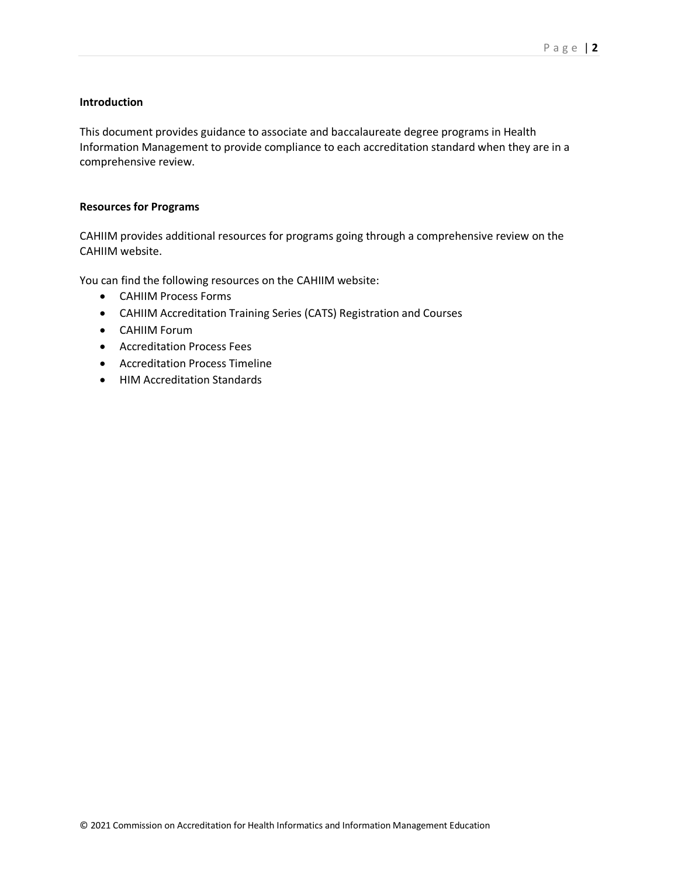## Introduction

This document provides guidance to associate and baccalaureate degree programs in Health Information Management to provide compliance to each accreditation standard when they are in a comprehensive review.

## Resources for Programs

CAHIIM provides additional resources for programs going through a comprehensive review on the CAHIIM website.

You can find the following resources on the CAHIIM website:

- CAHIIM Process Forms
- CAHIIM Accreditation Training Series (CATS) Registration and Courses
- CAHIIM Forum
- Accreditation Process Fees
- Accreditation Process Timeline
- HIM Accreditation Standards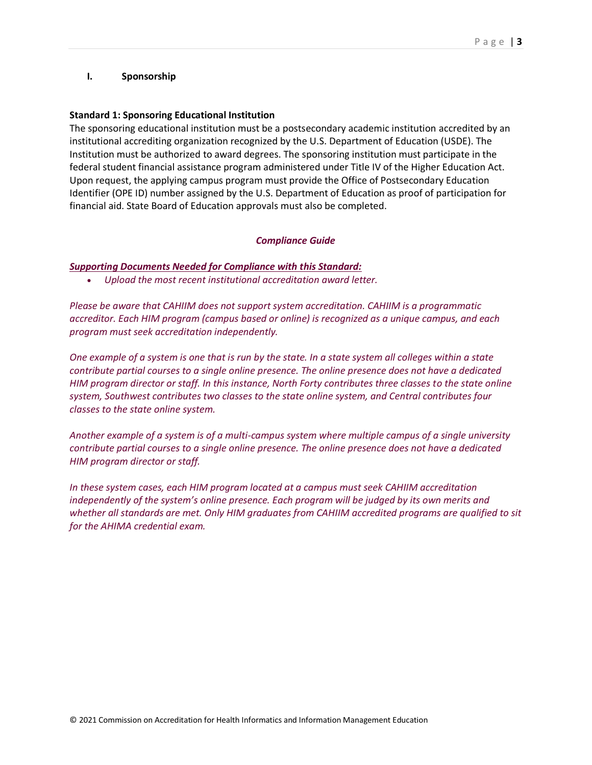## I. Sponsorship

**Standard 1: Sponsoring Educational Institution**
The sponsoring educational institution must be a postsecondary academic institution accredited by an institutional accrediting organization recognized by the U.S. Department of Education (USDE). The Institution must be authorized to award degrees. The sponsoring institution must participate in the federal student financial assistance program administered under Title IV of the Higher Education Act. Upon request, the applying campus program must provide the Office of Postsecondary Education Identifier (OPE ID) number assigned by the U.S. Department of Education as proof of participation for financial aid. State Board of Education approvals must also be completed.

***Compliance Guide***

***Supporting Documents Needed for Compliance with this Standard:***

- *Upload the most recent institutional accreditation award letter.*

*Please be aware that CAHIIM does not support system accreditation. CAHIIM is a programmatic accreditor. Each HIM program (campus based or online) is recognized as a unique campus, and each program must seek accreditation independently.*

*One example of a system is one that is run by the state. In a state system all colleges within a state contribute partial courses to a single online presence. The online presence does not have a dedicated HIM program director or staff. In this instance, North Forty contributes three classes to the state online system, Southwest contributes two classes to the state online system, and Central contributes four classes to the state online system.*

*Another example of a system is of a multi-campus system where multiple campus of a single university contribute partial courses to a single online presence. The online presence does not have a dedicated HIM program director or staff.*

*In these system cases, each HIM program located at a campus must seek CAHIIM accreditation independently of the system's online presence. Each program will be judged by its own merits and whether all standards are met. Only HIM graduates from CAHIIM accredited programs are qualified to sit for the AHIMA credential exam.*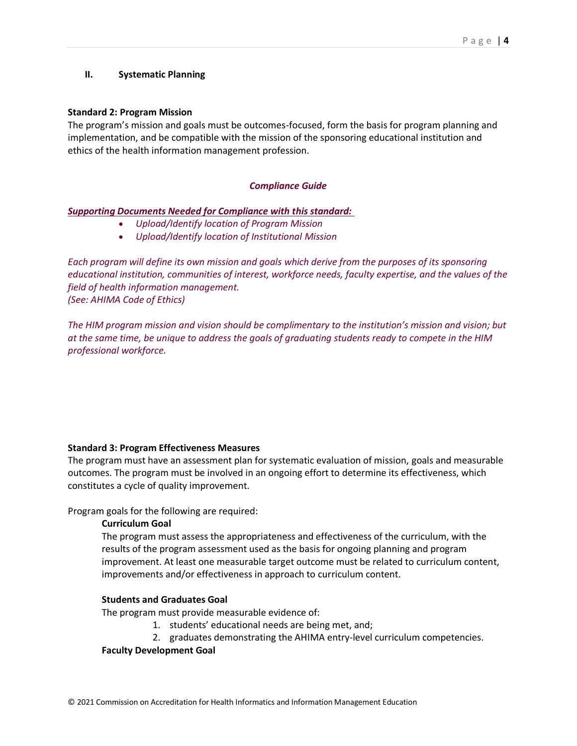## II. Systematic Planning

**Standard 2: Program Mission**
The program's mission and goals must be outcomes-focused, form the basis for program planning and implementation, and be compatible with the mission of the sponsoring educational institution and ethics of the health information management profession.

***Compliance Guide***

***Supporting Documents Needed for Compliance with this standard:***

- *Upload/Identify location of Program Mission*
- *Upload/Identify location of Institutional Mission*

*Each program will define its own mission and goals which derive from the purposes of its sponsoring educational institution, communities of interest, workforce needs, faculty expertise, and the values of the field of health information management.*
*(See: AHIMA Code of Ethics)*

*The HIM program mission and vision should be complimentary to the institution's mission and vision; but at the same time, be unique to address the goals of graduating students ready to compete in the HIM professional workforce.*

**Standard 3: Program Effectiveness Measures**
The program must have an assessment plan for systematic evaluation of mission, goals and measurable outcomes. The program must be involved in an ongoing effort to determine its effectiveness, which constitutes a cycle of quality improvement.

Program goals for the following are required:

**Curriculum Goal**
The program must assess the appropriateness and effectiveness of the curriculum, with the results of the program assessment used as the basis for ongoing planning and program improvement. At least one measurable target outcome must be related to curriculum content, improvements and/or effectiveness in approach to curriculum content.

**Students and Graduates Goal**
The program must provide measurable evidence of:

1. students' educational needs are being met, and;
2. graduates demonstrating the AHIMA entry-level curriculum competencies.

**Faculty Development Goal**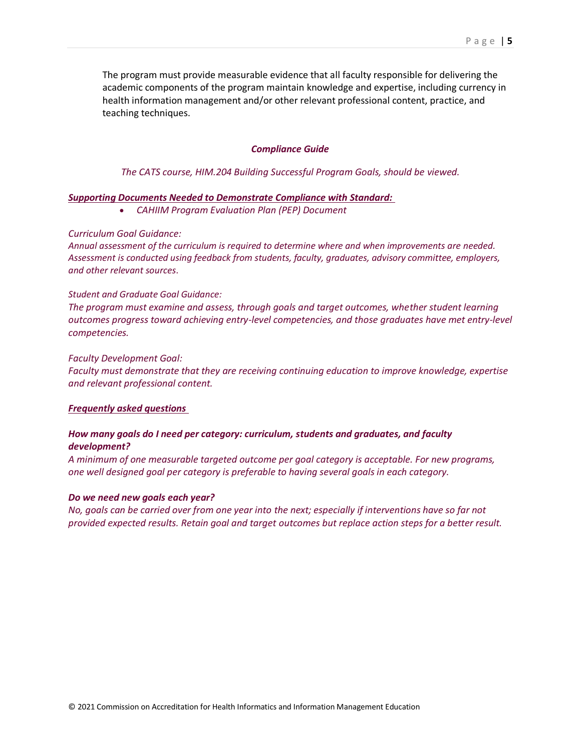The program must provide measurable evidence that all faculty responsible for delivering the academic components of the program maintain knowledge and expertise, including currency in health information management and/or other relevant professional content, practice, and teaching techniques.

***Compliance Guide***

*The CATS course, HIM.204 Building Successful Program Goals, should be viewed.*

***Supporting Documents Needed to Demonstrate Compliance with Standard:***

- *CAHIIM Program Evaluation Plan (PEP) Document*

*Curriculum Goal Guidance:*
*Annual assessment of the curriculum is required to determine where and when improvements are needed. Assessment is conducted using feedback from students, faculty, graduates, advisory committee, employers, and other relevant sources.*

*Student and Graduate Goal Guidance:*
*The program must examine and assess, through goals and target outcomes, whether student learning outcomes progress toward achieving entry-level competencies, and those graduates have met entry-level competencies.*

*Faculty Development Goal:*
*Faculty must demonstrate that they are receiving continuing education to improve knowledge, expertise and relevant professional content.*

***Frequently asked questions***

***How many goals do I need per category: curriculum, students and graduates, and faculty development?***
*A minimum of one measurable targeted outcome per goal category is acceptable. For new programs, one well designed goal per category is preferable to having several goals in each category.*

***Do we need new goals each year?***
*No, goals can be carried over from one year into the next; especially if interventions have so far not provided expected results. Retain goal and target outcomes but replace action steps for a better result.*

© 2021 Commission on Accreditation for Health Informatics and Information Management Education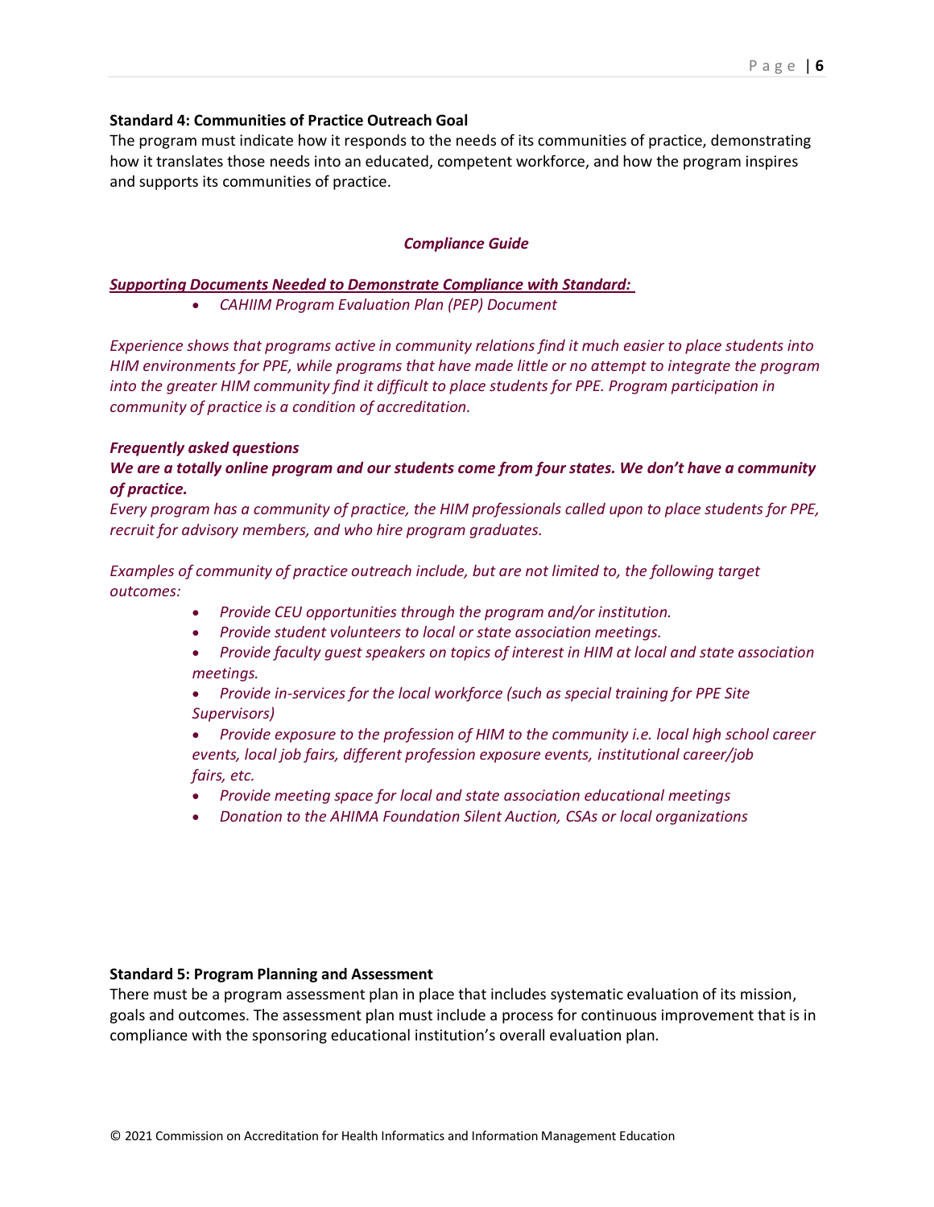**Standard 4: Communities of Practice Outreach Goal**

The program must indicate how it responds to the needs of its communities of practice, demonstrating how it translates those needs into an educated, competent workforce, and how the program inspires and supports its communities of practice.

***Compliance Guide***

***Supporting Documents Needed to Demonstrate Compliance with Standard:***

- *CAHIIM Program Evaluation Plan (PEP) Document*

*Experience shows that programs active in community relations find it much easier to place students into HIM environments for PPE, while programs that have made little or no attempt to integrate the program into the greater HIM community find it difficult to place students for PPE. Program participation in community of practice is a condition of accreditation.*

***Frequently asked questions***

***We are a totally online program and our students come from four states. We don't have a community of practice.***

*Every program has a community of practice, the HIM professionals called upon to place students for PPE, recruit for advisory members, and who hire program graduates.*

*Examples of community of practice outreach include, but are not limited to, the following target outcomes:*

- *Provide CEU opportunities through the program and/or institution.*
- *Provide student volunteers to local or state association meetings.*
- *Provide faculty guest speakers on topics of interest in HIM at local and state association meetings.*
- *Provide in-services for the local workforce (such as special training for PPE Site Supervisors)*
- *Provide exposure to the profession of HIM to the community i.e. local high school career events, local job fairs, different profession exposure events, institutional career/job fairs, etc.*
- *Provide meeting space for local and state association educational meetings*
- *Donation to the AHIMA Foundation Silent Auction, CSAs or local organizations*

**Standard 5: Program Planning and Assessment**

There must be a program assessment plan in place that includes systematic evaluation of its mission, goals and outcomes. The assessment plan must include a process for continuous improvement that is in compliance with the sponsoring educational institution's overall evaluation plan.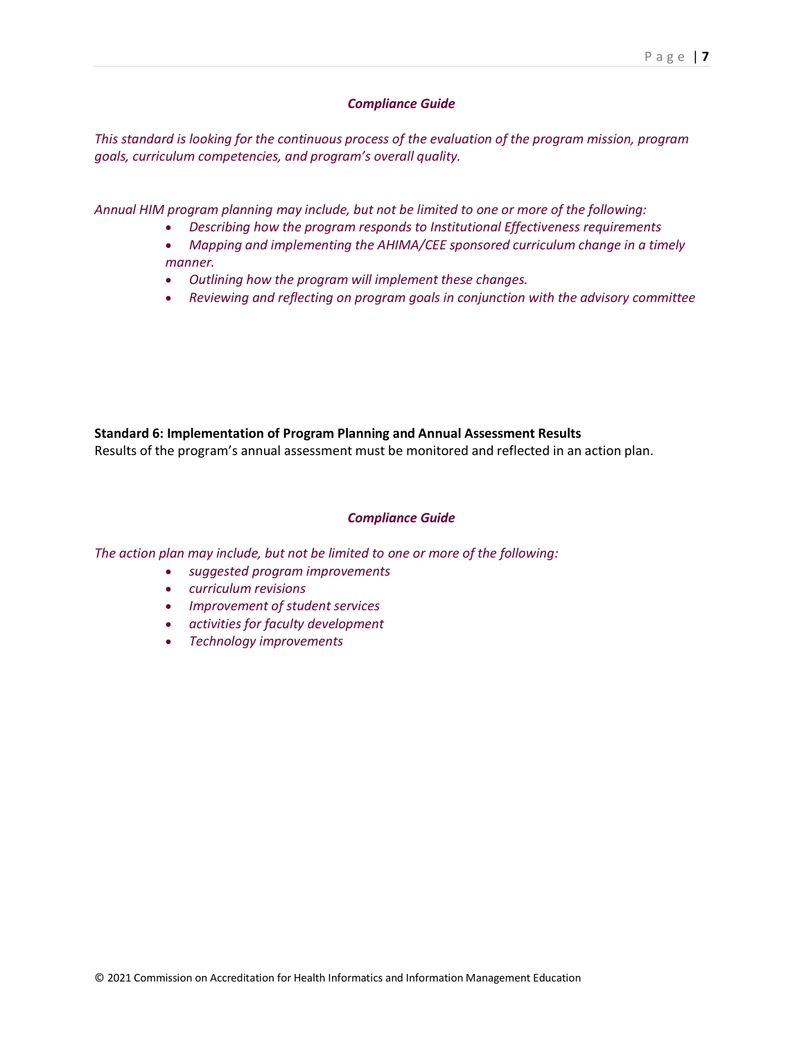***Compliance Guide***

*This standard is looking for the continuous process of the evaluation of the program mission, program goals, curriculum competencies, and program's overall quality.*

*Annual HIM program planning may include, but not be limited to one or more of the following:*

- *Describing how the program responds to Institutional Effectiveness requirements*
- *Mapping and implementing the AHIMA/CEE sponsored curriculum change in a timely manner.*
- *Outlining how the program will implement these changes.*
- *Reviewing and reflecting on program goals in conjunction with the advisory committee*

**Standard 6: Implementation of Program Planning and Annual Assessment Results**

Results of the program's annual assessment must be monitored and reflected in an action plan.

***Compliance Guide***

*The action plan may include, but not be limited to one or more of the following:*

- *suggested program improvements*
- *curriculum revisions*
- *Improvement of student services*
- *activities for faculty development*
- *Technology improvements*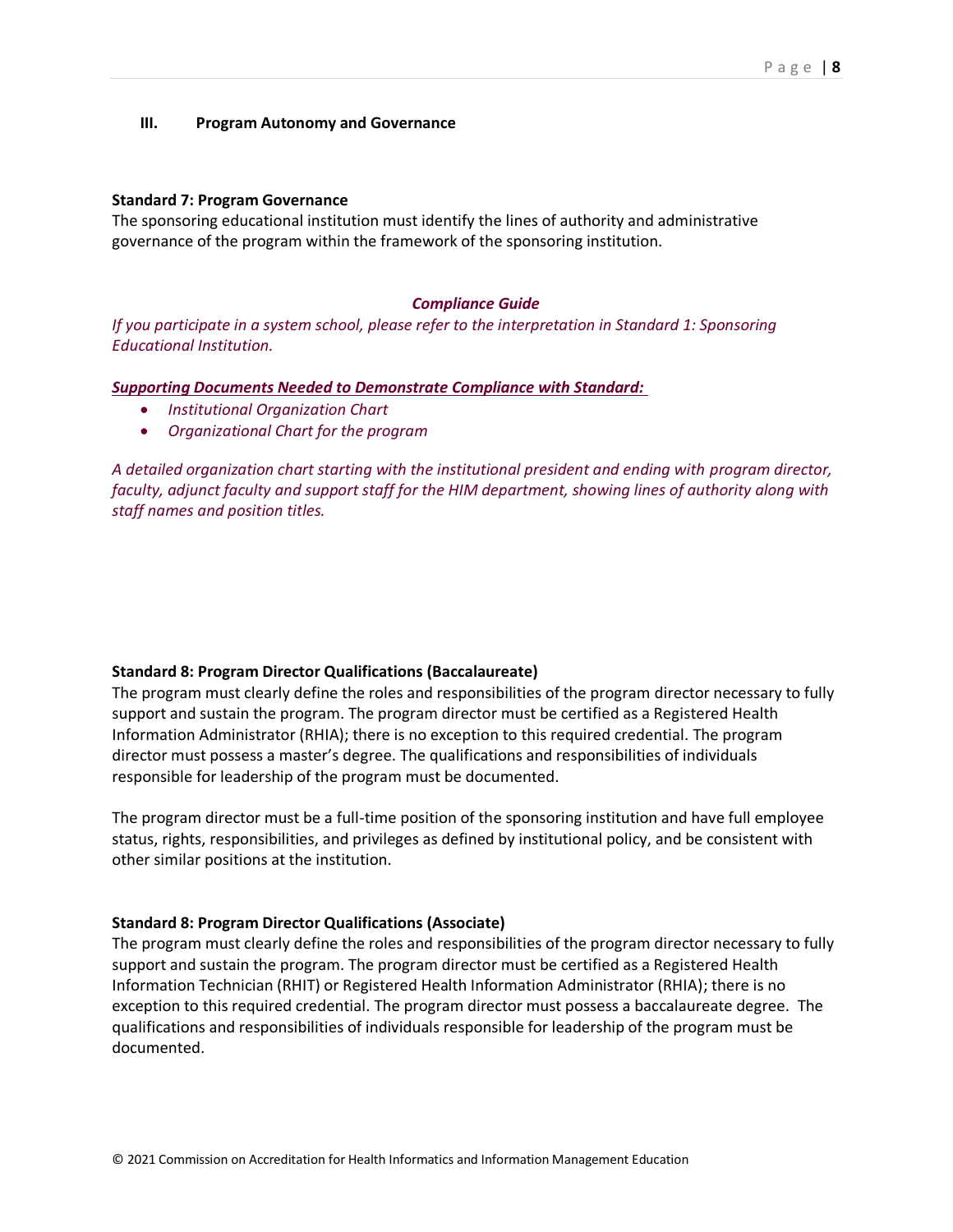## III. Program Autonomy and Governance

**Standard 7: Program Governance**

The sponsoring educational institution must identify the lines of authority and administrative governance of the program within the framework of the sponsoring institution.

***Compliance Guide***

*If you participate in a system school, please refer to the interpretation in Standard 1: Sponsoring Educational Institution.*

***<u>Supporting Documents Needed to Demonstrate Compliance with Standard:</u>***

- *Institutional Organization Chart*
- *Organizational Chart for the program*

*A detailed organization chart starting with the institutional president and ending with program director, faculty, adjunct faculty and support staff for the HIM department, showing lines of authority along with staff names and position titles.*

**Standard 8: Program Director Qualifications (Baccalaureate)**

The program must clearly define the roles and responsibilities of the program director necessary to fully support and sustain the program. The program director must be certified as a Registered Health Information Administrator (RHIA); there is no exception to this required credential. The program director must possess a master's degree. The qualifications and responsibilities of individuals responsible for leadership of the program must be documented.

The program director must be a full-time position of the sponsoring institution and have full employee status, rights, responsibilities, and privileges as defined by institutional policy, and be consistent with other similar positions at the institution.

**Standard 8: Program Director Qualifications (Associate)**

The program must clearly define the roles and responsibilities of the program director necessary to fully support and sustain the program. The program director must be certified as a Registered Health Information Technician (RHIT) or Registered Health Information Administrator (RHIA); there is no exception to this required credential. The program director must possess a baccalaureate degree. The qualifications and responsibilities of individuals responsible for leadership of the program must be documented.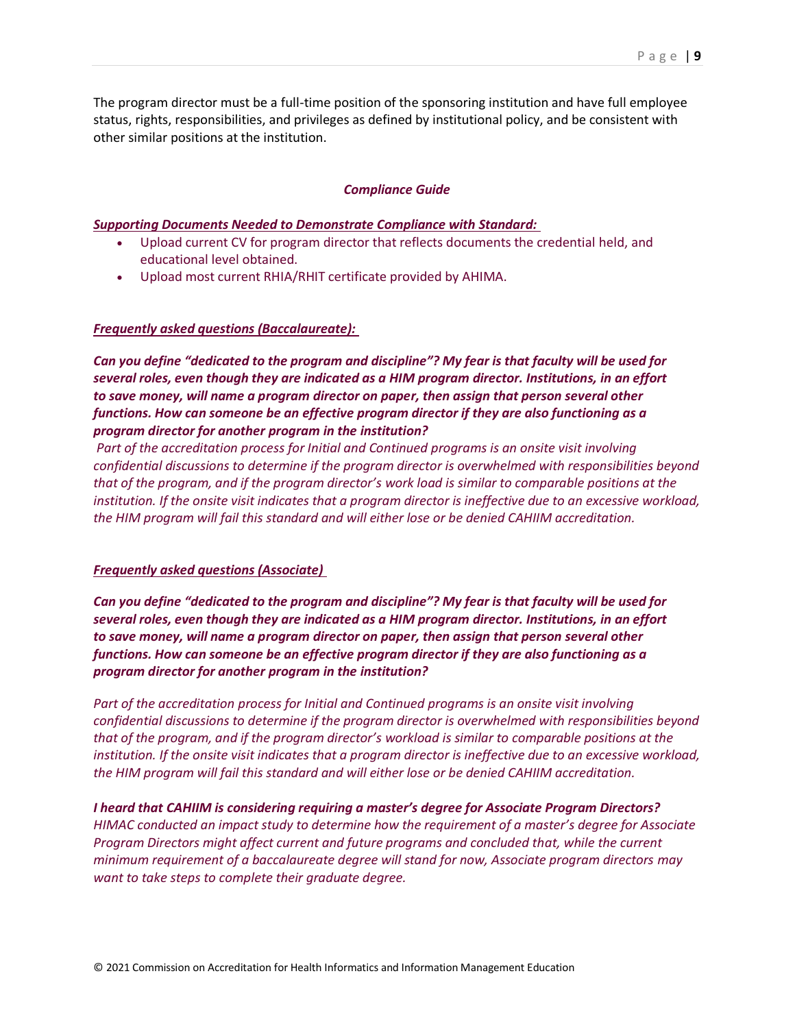The program director must be a full-time position of the sponsoring institution and have full employee status, rights, responsibilities, and privileges as defined by institutional policy, and be consistent with other similar positions at the institution.

### *Compliance Guide*

***Supporting Documents Needed to Demonstrate Compliance with Standard:***

- Upload current CV for program director that reflects documents the credential held, and educational level obtained.
- Upload most current RHIA/RHIT certificate provided by AHIMA.

***Frequently asked questions (Baccalaureate):***

***Can you define "dedicated to the program and discipline"? My fear is that faculty will be used for several roles, even though they are indicated as a HIM program director. Institutions, in an effort to save money, will name a program director on paper, then assign that person several other functions. How can someone be an effective program director if they are also functioning as a program director for another program in the institution?***

*Part of the accreditation process for Initial and Continued programs is an onsite visit involving confidential discussions to determine if the program director is overwhelmed with responsibilities beyond that of the program, and if the program director's work load is similar to comparable positions at the institution. If the onsite visit indicates that a program director is ineffective due to an excessive workload, the HIM program will fail this standard and will either lose or be denied CAHIIM accreditation.*

***Frequently asked questions (Associate)***

***Can you define "dedicated to the program and discipline"? My fear is that faculty will be used for several roles, even though they are indicated as a HIM program director. Institutions, in an effort to save money, will name a program director on paper, then assign that person several other functions. How can someone be an effective program director if they are also functioning as a program director for another program in the institution?***

*Part of the accreditation process for Initial and Continued programs is an onsite visit involving confidential discussions to determine if the program director is overwhelmed with responsibilities beyond that of the program, and if the program director's workload is similar to comparable positions at the institution. If the onsite visit indicates that a program director is ineffective due to an excessive workload, the HIM program will fail this standard and will either lose or be denied CAHIIM accreditation.*

***I heard that CAHIIM is considering requiring a master's degree for Associate Program Directors?***
*HIMAC conducted an impact study to determine how the requirement of a master's degree for Associate Program Directors might affect current and future programs and concluded that, while the current minimum requirement of a baccalaureate degree will stand for now, Associate program directors may want to take steps to complete their graduate degree.*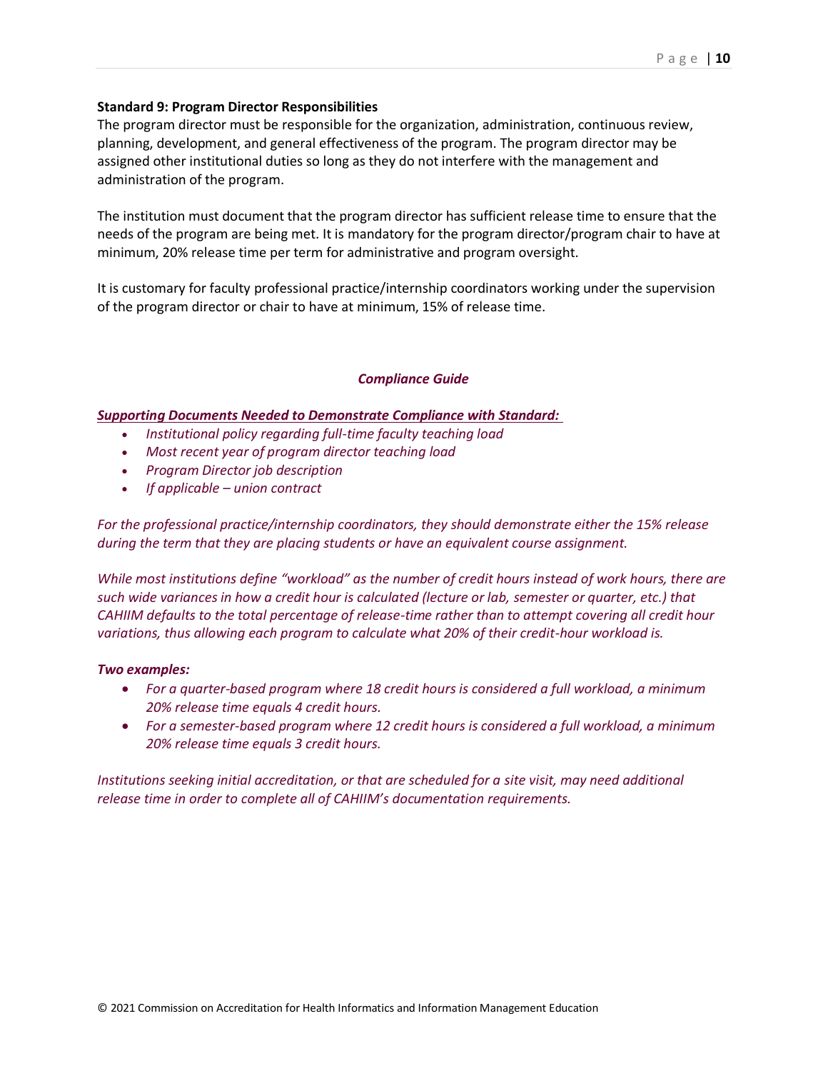**Standard 9: Program Director Responsibilities**

The program director must be responsible for the organization, administration, continuous review, planning, development, and general effectiveness of the program. The program director may be assigned other institutional duties so long as they do not interfere with the management and administration of the program.

The institution must document that the program director has sufficient release time to ensure that the needs of the program are being met. It is mandatory for the program director/program chair to have at minimum, 20% release time per term for administrative and program oversight.

It is customary for faculty professional practice/internship coordinators working under the supervision of the program director or chair to have at minimum, 15% of release time.

***Compliance Guide***

***Supporting Documents Needed to Demonstrate Compliance with Standard:***

- *Institutional policy regarding full-time faculty teaching load*
- *Most recent year of program director teaching load*
- *Program Director job description*
- *If applicable – union contract*

*For the professional practice/internship coordinators, they should demonstrate either the 15% release during the term that they are placing students or have an equivalent course assignment.*

*While most institutions define "workload" as the number of credit hours instead of work hours, there are such wide variances in how a credit hour is calculated (lecture or lab, semester or quarter, etc.) that CAHIIM defaults to the total percentage of release-time rather than to attempt covering all credit hour variations, thus allowing each program to calculate what 20% of their credit-hour workload is.*

***Two examples:***

- *For a quarter-based program where 18 credit hours is considered a full workload, a minimum 20% release time equals 4 credit hours.*
- *For a semester-based program where 12 credit hours is considered a full workload, a minimum 20% release time equals 3 credit hours.*

*Institutions seeking initial accreditation, or that are scheduled for a site visit, may need additional release time in order to complete all of CAHIIM's documentation requirements.*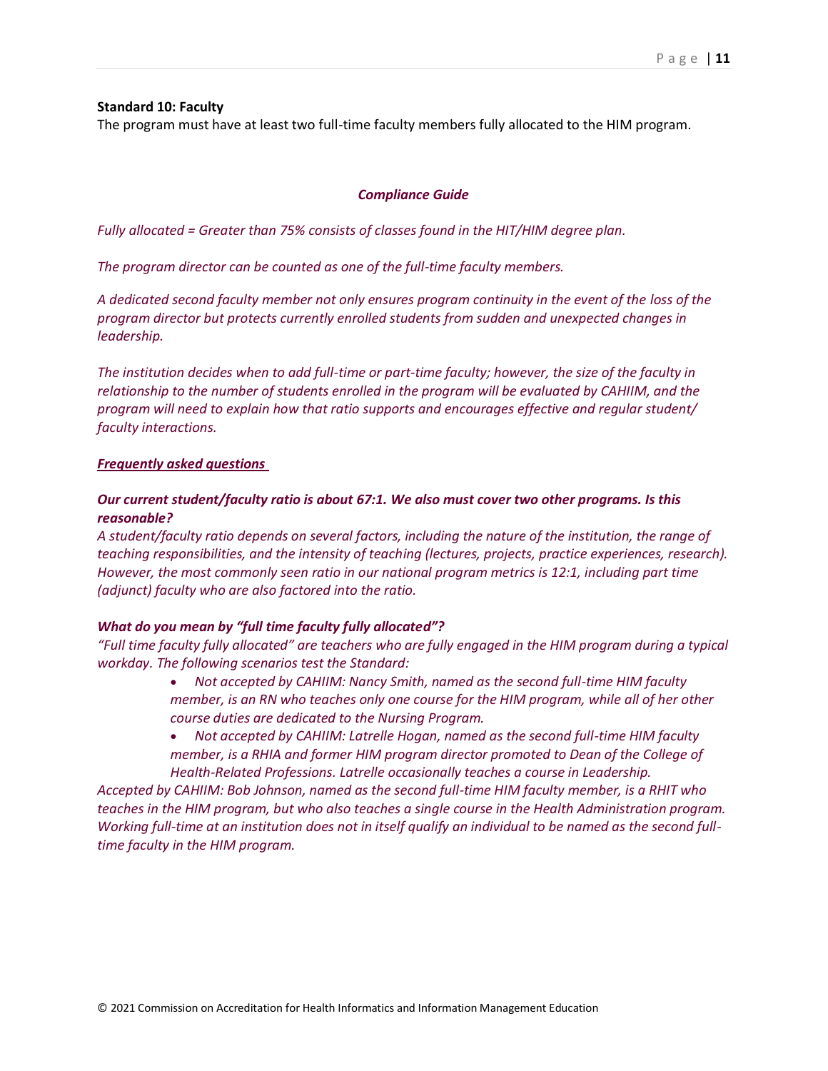**Standard 10: Faculty**

The program must have at least two full-time faculty members fully allocated to the HIM program.

***Compliance Guide***

*Fully allocated = Greater than 75% consists of classes found in the HIT/HIM degree plan.*

*The program director can be counted as one of the full-time faculty members.*

*A dedicated second faculty member not only ensures program continuity in the event of the loss of the program director but protects currently enrolled students from sudden and unexpected changes in leadership.*

*The institution decides when to add full-time or part-time faculty; however, the size of the faculty in relationship to the number of students enrolled in the program will be evaluated by CAHIIM, and the program will need to explain how that ratio supports and encourages effective and regular student/ faculty interactions.*

***<u>Frequently asked questions</u>***

***Our current student/faculty ratio is about 67:1. We also must cover two other programs. Is this reasonable?***

*A student/faculty ratio depends on several factors, including the nature of the institution, the range of teaching responsibilities, and the intensity of teaching (lectures, projects, practice experiences, research). However, the most commonly seen ratio in our national program metrics is 12:1, including part time (adjunct) faculty who are also factored into the ratio.*

***What do you mean by "full time faculty fully allocated"?***

*"Full time faculty fully allocated" are teachers who are fully engaged in the HIM program during a typical workday. The following scenarios test the Standard:*

- *Not accepted by CAHIIM: Nancy Smith, named as the second full-time HIM faculty member, is an RN who teaches only one course for the HIM program, while all of her other course duties are dedicated to the Nursing Program.*
- *Not accepted by CAHIIM: Latrelle Hogan, named as the second full-time HIM faculty member, is a RHIA and former HIM program director promoted to Dean of the College of Health-Related Professions. Latrelle occasionally teaches a course in Leadership.*

*Accepted by CAHIIM: Bob Johnson, named as the second full-time HIM faculty member, is a RHIT who teaches in the HIM program, but who also teaches a single course in the Health Administration program. Working full-time at an institution does not in itself qualify an individual to be named as the second full-time faculty in the HIM program.*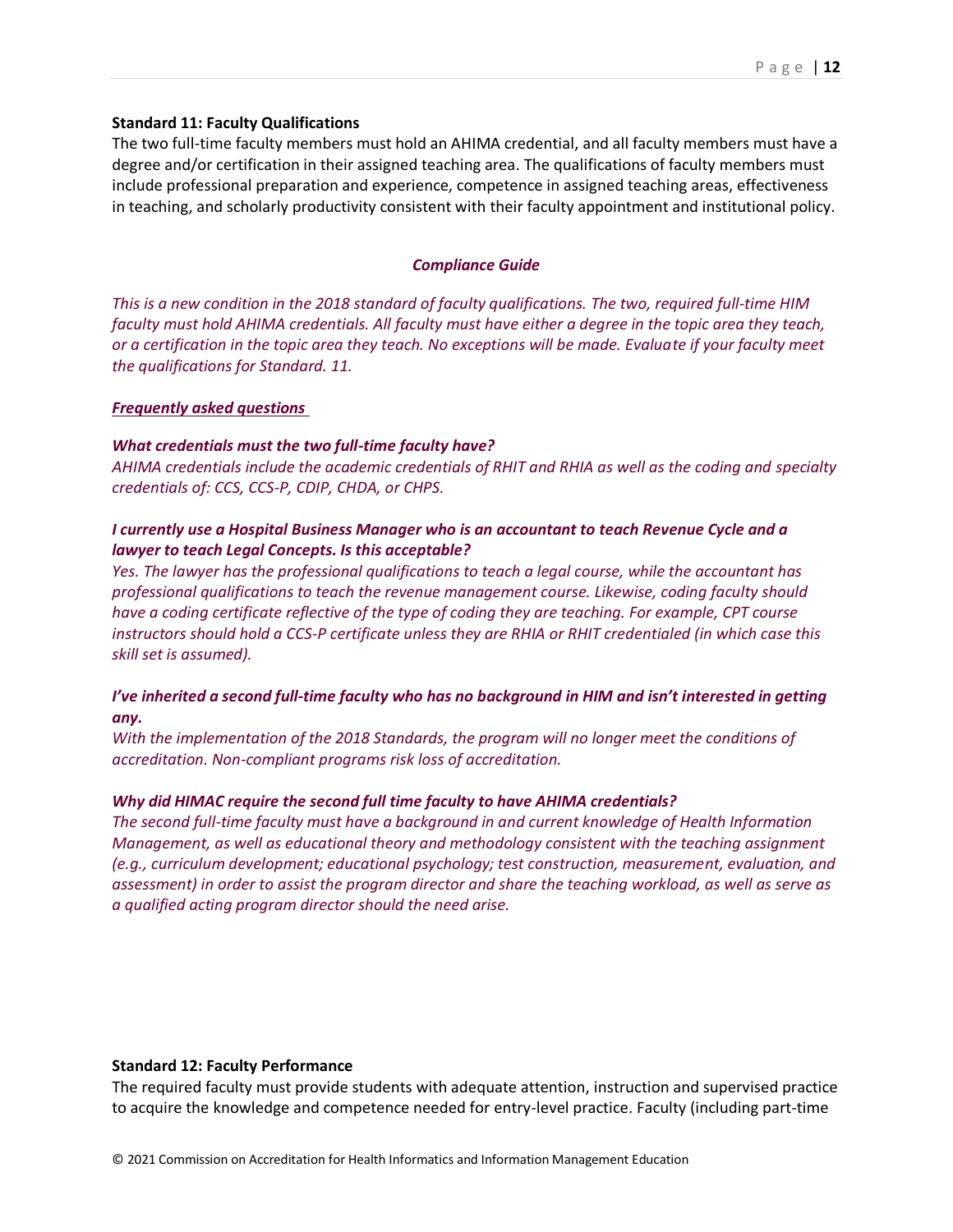**Standard 11: Faculty Qualifications**

The two full-time faculty members must hold an AHIMA credential, and all faculty members must have a degree and/or certification in their assigned teaching area. The qualifications of faculty members must include professional preparation and experience, competence in assigned teaching areas, effectiveness in teaching, and scholarly productivity consistent with their faculty appointment and institutional policy.

***Compliance Guide***

*This is a new condition in the 2018 standard of faculty qualifications. The two, required full-time HIM faculty must hold AHIMA credentials. All faculty must have either a degree in the topic area they teach, or a certification in the topic area they teach. No exceptions will be made. Evaluate if your faculty meet the qualifications for Standard. 11.*

***Frequently asked questions***

***What credentials must the two full-time faculty have?***

*AHIMA credentials include the academic credentials of RHIT and RHIA as well as the coding and specialty credentials of: CCS, CCS-P, CDIP, CHDA, or CHPS.*

***I currently use a Hospital Business Manager who is an accountant to teach Revenue Cycle and a lawyer to teach Legal Concepts. Is this acceptable?***

*Yes. The lawyer has the professional qualifications to teach a legal course, while the accountant has professional qualifications to teach the revenue management course. Likewise, coding faculty should have a coding certificate reflective of the type of coding they are teaching. For example, CPT course instructors should hold a CCS-P certificate unless they are RHIA or RHIT credentialed (in which case this skill set is assumed).*

***I've inherited a second full-time faculty who has no background in HIM and isn't interested in getting any.***

*With the implementation of the 2018 Standards, the program will no longer meet the conditions of accreditation. Non-compliant programs risk loss of accreditation.*

***Why did HIMAC require the second full time faculty to have AHIMA credentials?***

*The second full-time faculty must have a background in and current knowledge of Health Information Management, as well as educational theory and methodology consistent with the teaching assignment (e.g., curriculum development; educational psychology; test construction, measurement, evaluation, and assessment) in order to assist the program director and share the teaching workload, as well as serve as a qualified acting program director should the need arise.*

**Standard 12: Faculty Performance**

The required faculty must provide students with adequate attention, instruction and supervised practice to acquire the knowledge and competence needed for entry-level practice. Faculty (including part-time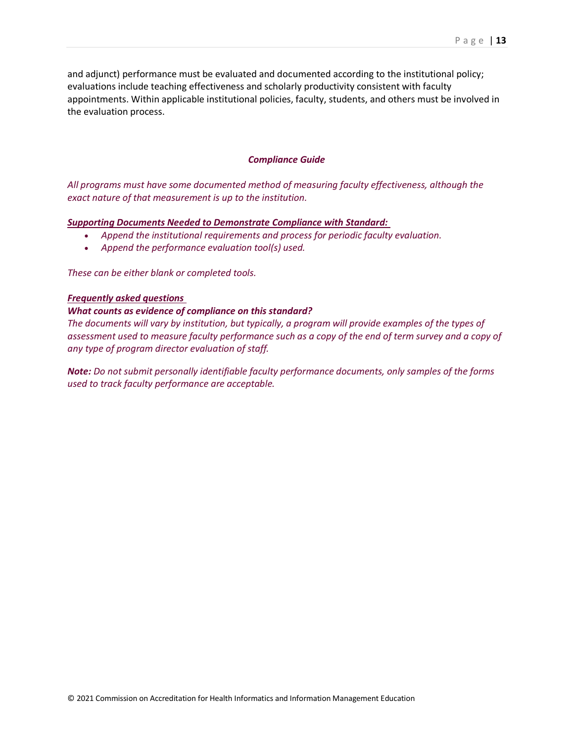and adjunct) performance must be evaluated and documented according to the institutional policy; evaluations include teaching effectiveness and scholarly productivity consistent with faculty appointments. Within applicable institutional policies, faculty, students, and others must be involved in the evaluation process.

***Compliance Guide***

*All programs must have some documented method of measuring faculty effectiveness, although the exact nature of that measurement is up to the institution.*

***Supporting Documents Needed to Demonstrate Compliance with Standard:***

- *Append the institutional requirements and process for periodic faculty evaluation.*
- *Append the performance evaluation tool(s) used.*

*These can be either blank or completed tools.*

***Frequently asked questions***

***What counts as evidence of compliance on this standard?***

*The documents will vary by institution, but typically, a program will provide examples of the types of assessment used to measure faculty performance such as a copy of the end of term survey and a copy of any type of program director evaluation of staff.*

***Note:*** *Do not submit personally identifiable faculty performance documents, only samples of the forms used to track faculty performance are acceptable.*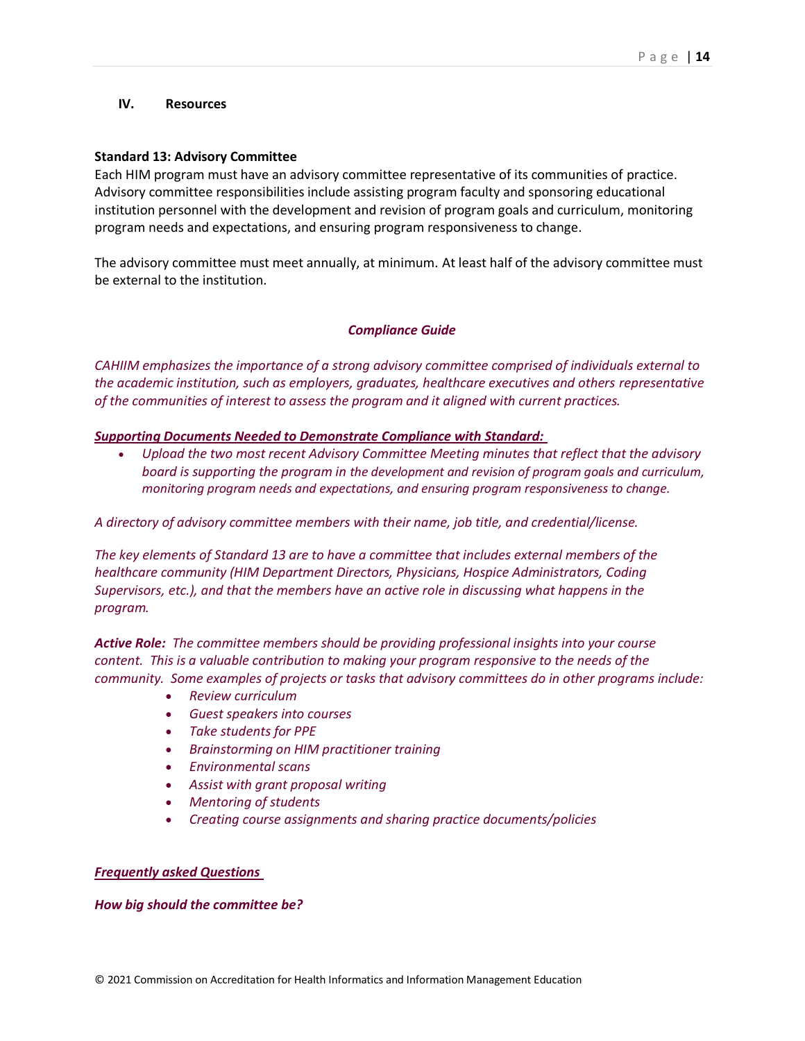## IV. Resources

### Standard 13: Advisory Committee

Each HIM program must have an advisory committee representative of its communities of practice. Advisory committee responsibilities include assisting program faculty and sponsoring educational institution personnel with the development and revision of program goals and curriculum, monitoring program needs and expectations, and ensuring program responsiveness to change.

The advisory committee must meet annually, at minimum. At least half of the advisory committee must be external to the institution.

***Compliance Guide***

*CAHIIM emphasizes the importance of a strong advisory committee comprised of individuals external to the academic institution, such as employers, graduates, healthcare executives and others representative of the communities of interest to assess the program and it aligned with current practices.*

***Supporting Documents Needed to Demonstrate Compliance with Standard:***

- *Upload the two most recent Advisory Committee Meeting minutes that reflect that the advisory board is supporting the program in the development and revision of program goals and curriculum, monitoring program needs and expectations, and ensuring program responsiveness to change.*

*A directory of advisory committee members with their name, job title, and credential/license.*

*The key elements of Standard 13 are to have a committee that includes external members of the healthcare community (HIM Department Directors, Physicians, Hospice Administrators, Coding Supervisors, etc.), and that the members have an active role in discussing what happens in the program.*

***Active Role:*** *The committee members should be providing professional insights into your course content. This is a valuable contribution to making your program responsive to the needs of the community. Some examples of projects or tasks that advisory committees do in other programs include:*

- *Review curriculum*
- *Guest speakers into courses*
- *Take students for PPE*
- *Brainstorming on HIM practitioner training*
- *Environmental scans*
- *Assist with grant proposal writing*
- *Mentoring of students*
- *Creating course assignments and sharing practice documents/policies*

***Frequently asked Questions***

***How big should the committee be?***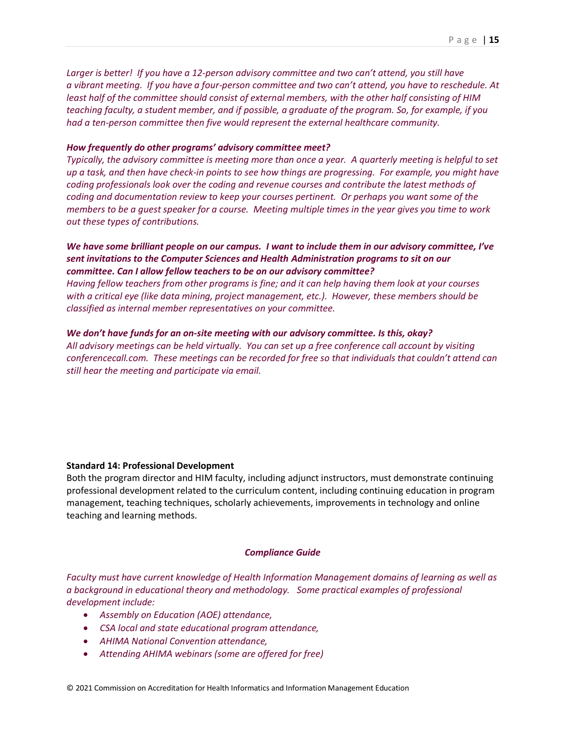*Larger is better! If you have a 12-person advisory committee and two can't attend, you still have a vibrant meeting. If you have a four-person committee and two can't attend, you have to reschedule. At least half of the committee should consist of external members, with the other half consisting of HIM teaching faculty, a student member, and if possible, a graduate of the program. So, for example, if you had a ten-person committee then five would represent the external healthcare community.*

***How frequently do other programs' advisory committee meet?***
*Typically, the advisory committee is meeting more than once a year. A quarterly meeting is helpful to set up a task, and then have check-in points to see how things are progressing. For example, you might have coding professionals look over the coding and revenue courses and contribute the latest methods of coding and documentation review to keep your courses pertinent. Or perhaps you want some of the members to be a guest speaker for a course. Meeting multiple times in the year gives you time to work out these types of contributions.*

***We have some brilliant people on our campus. I want to include them in our advisory committee, I've sent invitations to the Computer Sciences and Health Administration programs to sit on our committee. Can I allow fellow teachers to be on our advisory committee?***
*Having fellow teachers from other programs is fine; and it can help having them look at your courses with a critical eye (like data mining, project management, etc.). However, these members should be classified as internal member representatives on your committee.*

***We don't have funds for an on-site meeting with our advisory committee. Is this, okay?***
*All advisory meetings can be held virtually. You can set up a free conference call account by visiting conferencecall.com. These meetings can be recorded for free so that individuals that couldn't attend can still hear the meeting and participate via email.*

**Standard 14: Professional Development**
Both the program director and HIM faculty, including adjunct instructors, must demonstrate continuing professional development related to the curriculum content, including continuing education in program management, teaching techniques, scholarly achievements, improvements in technology and online teaching and learning methods.

***Compliance Guide***

*Faculty must have current knowledge of Health Information Management domains of learning as well as a background in educational theory and methodology. Some practical examples of professional development include:*

- *Assembly on Education (AOE) attendance,*
- *CSA local and state educational program attendance,*
- *AHIMA National Convention attendance,*
- *Attending AHIMA webinars (some are offered for free)*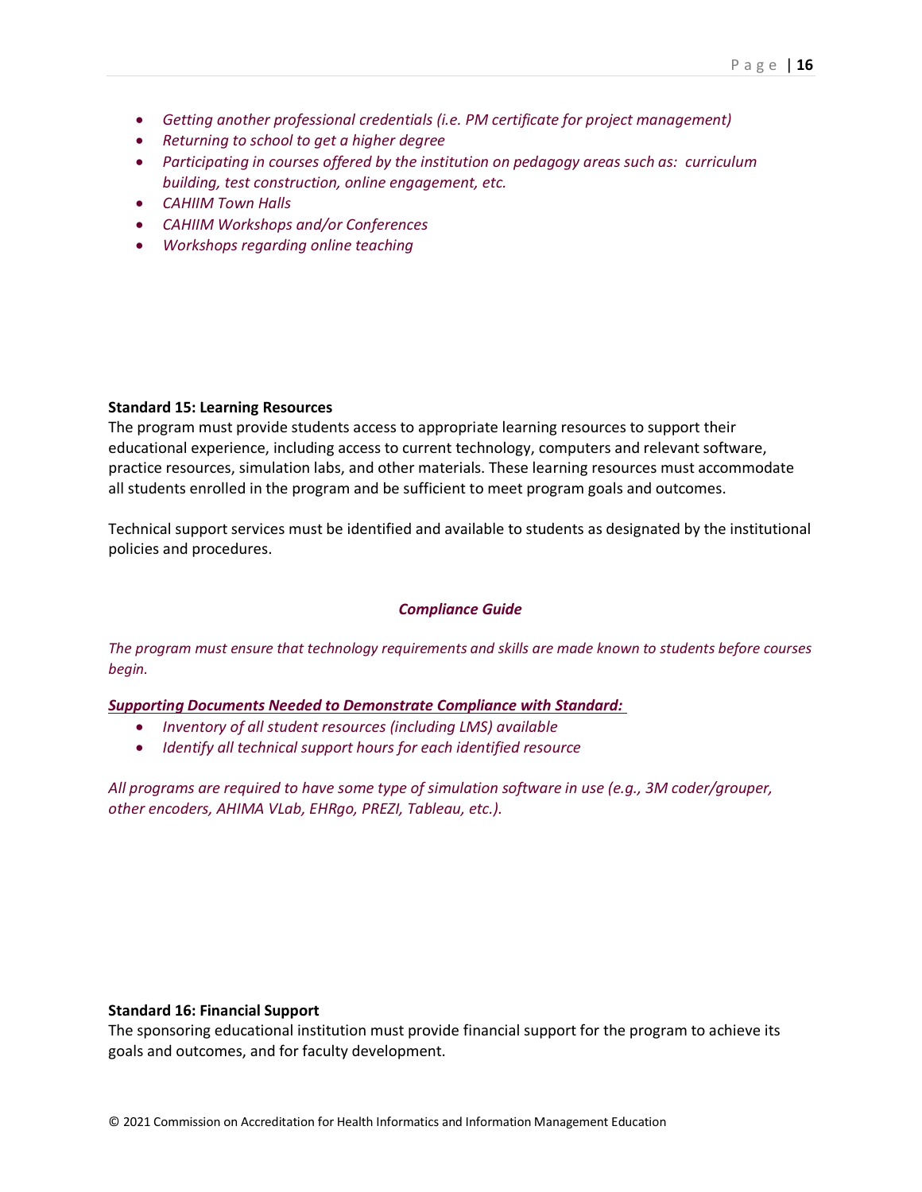- *Getting another professional credentials (i.e. PM certificate for project management)*
- *Returning to school to get a higher degree*
- *Participating in courses offered by the institution on pedagogy areas such as: curriculum building, test construction, online engagement, etc.*
- *CAHIIM Town Halls*
- *CAHIIM Workshops and/or Conferences*
- *Workshops regarding online teaching*

**Standard 15: Learning Resources**

The program must provide students access to appropriate learning resources to support their educational experience, including access to current technology, computers and relevant software, practice resources, simulation labs, and other materials. These learning resources must accommodate all students enrolled in the program and be sufficient to meet program goals and outcomes.

Technical support services must be identified and available to students as designated by the institutional policies and procedures.

***Compliance Guide***

*The program must ensure that technology requirements and skills are made known to students before courses begin.*

***Supporting Documents Needed to Demonstrate Compliance with Standard:***

- *Inventory of all student resources (including LMS) available*
- *Identify all technical support hours for each identified resource*

*All programs are required to have some type of simulation software in use (e.g., 3M coder/grouper, other encoders, AHIMA VLab, EHRgo, PREZI, Tableau, etc.).*

**Standard 16: Financial Support**

The sponsoring educational institution must provide financial support for the program to achieve its goals and outcomes, and for faculty development.

© 2021 Commission on Accreditation for Health Informatics and Information Management Education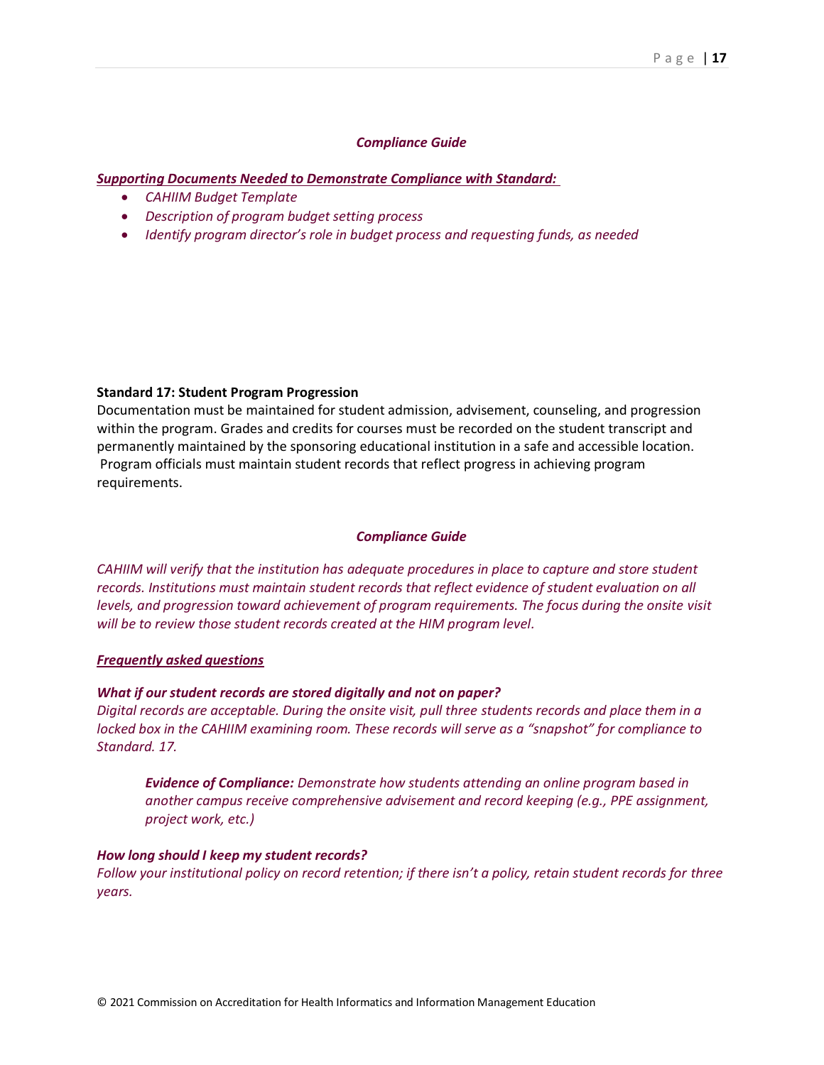***Compliance Guide***

***<u>Supporting Documents Needed to Demonstrate Compliance with Standard:</u>***

- *CAHIIM Budget Template*
- *Description of program budget setting process*
- *Identify program director's role in budget process and requesting funds, as needed*

**Standard 17: Student Program Progression**

Documentation must be maintained for student admission, advisement, counseling, and progression within the program. Grades and credits for courses must be recorded on the student transcript and permanently maintained by the sponsoring educational institution in a safe and accessible location. Program officials must maintain student records that reflect progress in achieving program requirements.

***Compliance Guide***

*CAHIIM will verify that the institution has adequate procedures in place to capture and store student records. Institutions must maintain student records that reflect evidence of student evaluation on all levels, and progression toward achievement of program requirements. The focus during the onsite visit will be to review those student records created at the HIM program level.*

***<u>Frequently asked questions</u>***

***What if our student records are stored digitally and not on paper?***

*Digital records are acceptable. During the onsite visit, pull three students records and place them in a locked box in the CAHIIM examining room. These records will serve as a "snapshot" for compliance to Standard. 17.*

> ***Evidence of Compliance:*** *Demonstrate how students attending an online program based in another campus receive comprehensive advisement and record keeping (e.g., PPE assignment, project work, etc.)*

***How long should I keep my student records?***

*Follow your institutional policy on record retention; if there isn't a policy, retain student records for three years.*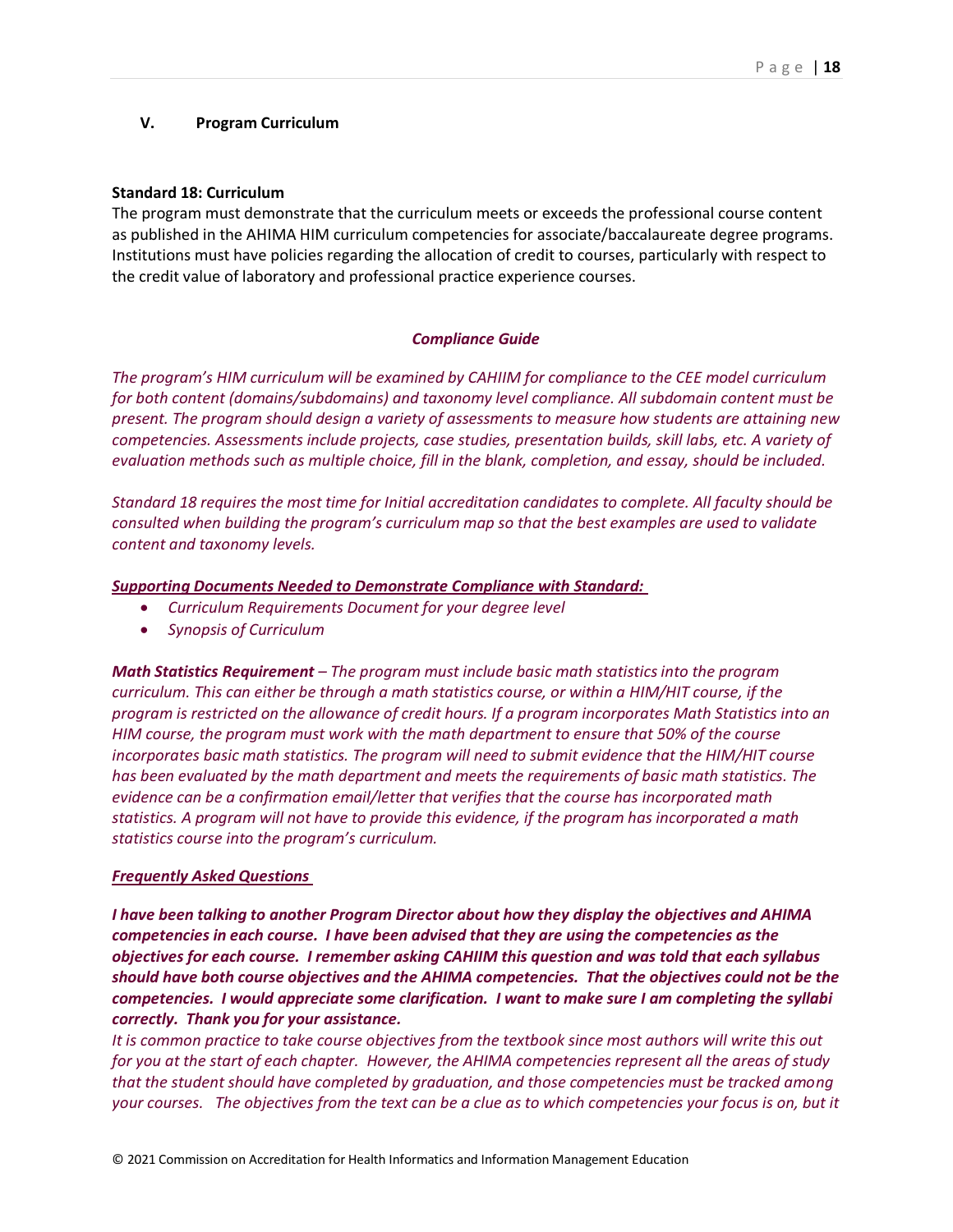## V. Program Curriculum

**Standard 18: Curriculum**

The program must demonstrate that the curriculum meets or exceeds the professional course content as published in the AHIMA HIM curriculum competencies for associate/baccalaureate degree programs. Institutions must have policies regarding the allocation of credit to courses, particularly with respect to the credit value of laboratory and professional practice experience courses.

***Compliance Guide***

*The program's HIM curriculum will be examined by CAHIIM for compliance to the CEE model curriculum for both content (domains/subdomains) and taxonomy level compliance. All subdomain content must be present. The program should design a variety of assessments to measure how students are attaining new competencies. Assessments include projects, case studies, presentation builds, skill labs, etc. A variety of evaluation methods such as multiple choice, fill in the blank, completion, and essay, should be included.*

*Standard 18 requires the most time for Initial accreditation candidates to complete. All faculty should be consulted when building the program's curriculum map so that the best examples are used to validate content and taxonomy levels.*

***Supporting Documents Needed to Demonstrate Compliance with Standard:***

- *Curriculum Requirements Document for your degree level*
- *Synopsis of Curriculum*

***Math Statistics Requirement*** *– The program must include basic math statistics into the program curriculum. This can either be through a math statistics course, or within a HIM/HIT course, if the program is restricted on the allowance of credit hours. If a program incorporates Math Statistics into an HIM course, the program must work with the math department to ensure that 50% of the course incorporates basic math statistics. The program will need to submit evidence that the HIM/HIT course has been evaluated by the math department and meets the requirements of basic math statistics. The evidence can be a confirmation email/letter that verifies that the course has incorporated math statistics. A program will not have to provide this evidence, if the program has incorporated a math statistics course into the program's curriculum.*

***Frequently Asked Questions***

***I have been talking to another Program Director about how they display the objectives and AHIMA competencies in each course. I have been advised that they are using the competencies as the objectives for each course. I remember asking CAHIIM this question and was told that each syllabus should have both course objectives and the AHIMA competencies. That the objectives could not be the competencies. I would appreciate some clarification. I want to make sure I am completing the syllabi correctly. Thank you for your assistance.***

*It is common practice to take course objectives from the textbook since most authors will write this out for you at the start of each chapter. However, the AHIMA competencies represent all the areas of study that the student should have completed by graduation, and those competencies must be tracked among your courses. The objectives from the text can be a clue as to which competencies your focus is on, but it*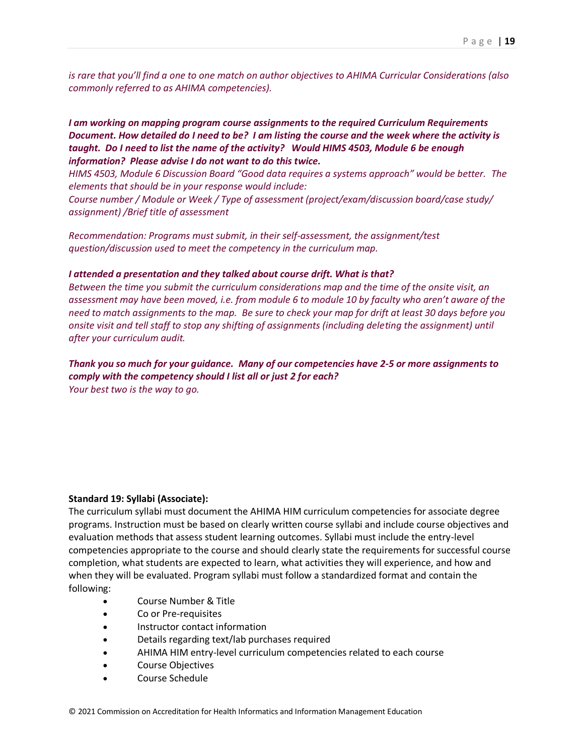*is rare that you'll find a one to one match on author objectives to AHIMA Curricular Considerations (also commonly referred to as AHIMA competencies).*

***I am working on mapping program course assignments to the required Curriculum Requirements Document. How detailed do I need to be? I am listing the course and the week where the activity is taught. Do I need to list the name of the activity? Would HIMS 4503, Module 6 be enough information? Please advise I do not want to do this twice.***

*HIMS 4503, Module 6 Discussion Board "Good data requires a systems approach" would be better. The elements that should be in your response would include:*

*Course number / Module or Week / Type of assessment (project/exam/discussion board/case study/ assignment) /Brief title of assessment*

*Recommendation: Programs must submit, in their self-assessment, the assignment/test question/discussion used to meet the competency in the curriculum map.*

***I attended a presentation and they talked about course drift. What is that?***

*Between the time you submit the curriculum considerations map and the time of the onsite visit, an assessment may have been moved, i.e. from module 6 to module 10 by faculty who aren't aware of the need to match assignments to the map. Be sure to check your map for drift at least 30 days before you onsite visit and tell staff to stop any shifting of assignments (including deleting the assignment) until after your curriculum audit.*

***Thank you so much for your guidance. Many of our competencies have 2-5 or more assignments to comply with the competency should I list all or just 2 for each?***

*Your best two is the way to go.*

**Standard 19: Syllabi (Associate):**

The curriculum syllabi must document the AHIMA HIM curriculum competencies for associate degree programs. Instruction must be based on clearly written course syllabi and include course objectives and evaluation methods that assess student learning outcomes. Syllabi must include the entry-level competencies appropriate to the course and should clearly state the requirements for successful course completion, what students are expected to learn, what activities they will experience, and how and when they will be evaluated. Program syllabi must follow a standardized format and contain the following:

- Course Number & Title
- Co or Pre-requisites
- Instructor contact information
- Details regarding text/lab purchases required
- AHIMA HIM entry-level curriculum competencies related to each course
- Course Objectives
- Course Schedule

© 2021 Commission on Accreditation for Health Informatics and Information Management Education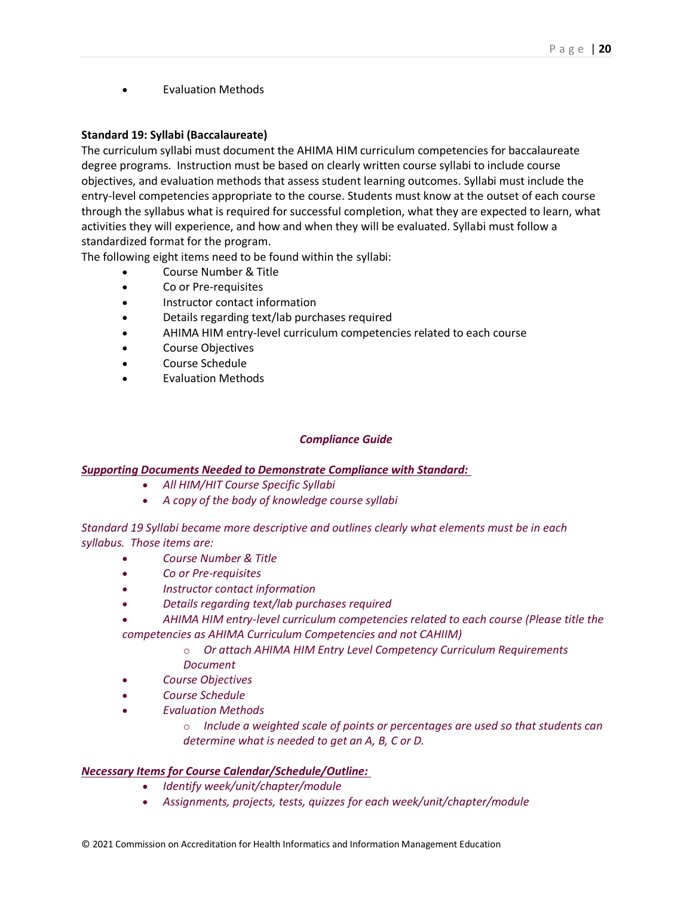- Evaluation Methods

**Standard 19: Syllabi (Baccalaureate)**
The curriculum syllabi must document the AHIMA HIM curriculum competencies for baccalaureate degree programs.  Instruction must be based on clearly written course syllabi to include course objectives, and evaluation methods that assess student learning outcomes. Syllabi must include the entry-level competencies appropriate to the course. Students must know at the outset of each course through the syllabus what is required for successful completion, what they are expected to learn, what activities they will experience, and how and when they will be evaluated. Syllabi must follow a standardized format for the program.
The following eight items need to be found within the syllabi:

- Course Number & Title
- Co or Pre-requisites
- Instructor contact information
- Details regarding text/lab purchases required
- AHIMA HIM entry-level curriculum competencies related to each course
- Course Objectives
- Course Schedule
- Evaluation Methods

***Compliance Guide***

***<u>Supporting Documents Needed to Demonstrate Compliance with Standard:</u>***

- *All HIM/HIT Course Specific Syllabi*
- *A copy of the body of knowledge course syllabi*

*Standard 19 Syllabi became more descriptive and outlines clearly what elements must be in each syllabus.  Those items are:*

- *Course Number & Title*
- *Co or Pre-requisites*
- *Instructor contact information*
- *Details regarding text/lab purchases required*
- *AHIMA HIM entry-level curriculum competencies related to each course (Please title the competencies as AHIMA Curriculum Competencies and not CAHIIM)*
    - *Or attach AHIMA HIM Entry Level Competency Curriculum Requirements Document*
- *Course Objectives*
- *Course Schedule*
- *Evaluation Methods*
    - *Include a weighted scale of points or percentages are used so that students can determine what is needed to get an A, B, C or D.*

***<u>Necessary Items for Course Calendar/Schedule/Outline:</u>***

- *Identify week/unit/chapter/module*
- *Assignments, projects, tests, quizzes for each week/unit/chapter/module*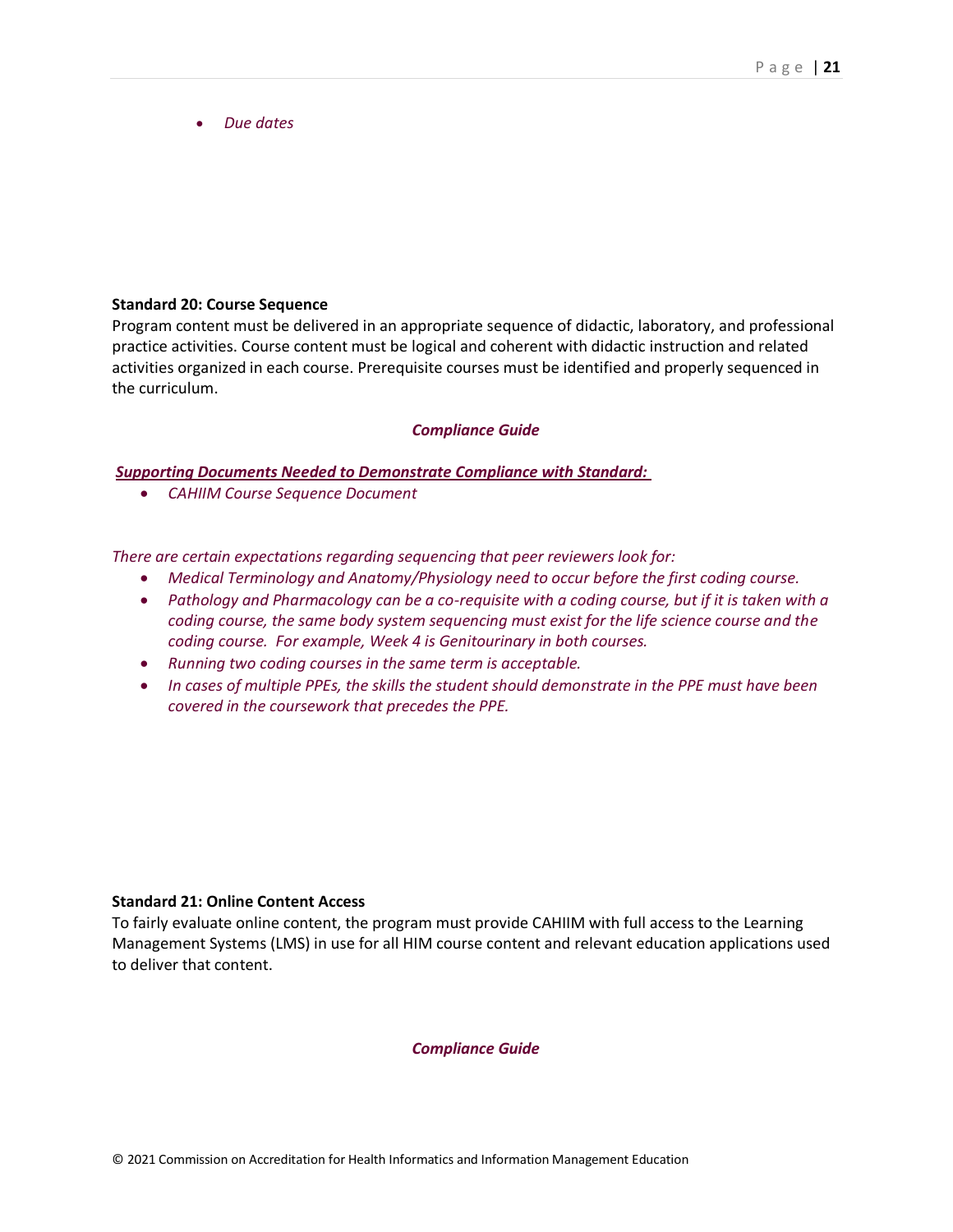- *Due dates*

**Standard 20: Course Sequence**

Program content must be delivered in an appropriate sequence of didactic, laboratory, and professional practice activities. Course content must be logical and coherent with didactic instruction and related activities organized in each course. Prerequisite courses must be identified and properly sequenced in the curriculum.

***Compliance Guide***

***Supporting Documents Needed to Demonstrate Compliance with Standard:***

- *CAHIIM Course Sequence Document*

*There are certain expectations regarding sequencing that peer reviewers look for:*

- *Medical Terminology and Anatomy/Physiology need to occur before the first coding course.*
- *Pathology and Pharmacology can be a co-requisite with a coding course, but if it is taken with a coding course, the same body system sequencing must exist for the life science course and the coding course. For example, Week 4 is Genitourinary in both courses.*
- *Running two coding courses in the same term is acceptable.*
- *In cases of multiple PPEs, the skills the student should demonstrate in the PPE must have been covered in the coursework that precedes the PPE.*

**Standard 21: Online Content Access**

To fairly evaluate online content, the program must provide CAHIIM with full access to the Learning Management Systems (LMS) in use for all HIM course content and relevant education applications used to deliver that content.

***Compliance Guide***

© 2021 Commission on Accreditation for Health Informatics and Information Management Education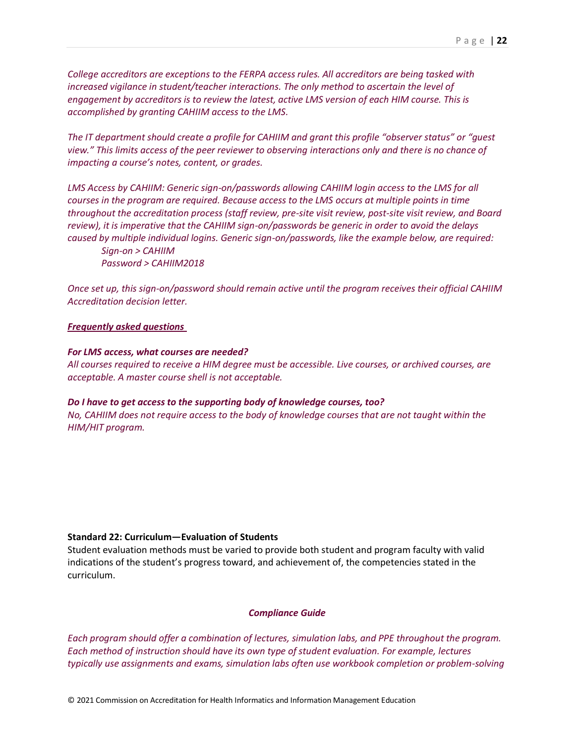*College accreditors are exceptions to the FERPA access rules. All accreditors are being tasked with increased vigilance in student/teacher interactions. The only method to ascertain the level of engagement by accreditors is to review the latest, active LMS version of each HIM course. This is accomplished by granting CAHIIM access to the LMS.*

*The IT department should create a profile for CAHIIM and grant this profile "observer status" or "guest view." This limits access of the peer reviewer to observing interactions only and there is no chance of impacting a course's notes, content, or grades.*

*LMS Access by CAHIIM: Generic sign-on/passwords allowing CAHIIM login access to the LMS for all courses in the program are required. Because access to the LMS occurs at multiple points in time throughout the accreditation process (staff review, pre-site visit review, post-site visit review, and Board review), it is imperative that the CAHIIM sign-on/passwords be generic in order to avoid the delays caused by multiple individual logins. Generic sign-on/passwords, like the example below, are required:*

> *Sign-on > CAHIIM*
> *Password > CAHIIM2018*

*Once set up, this sign-on/password should remain active until the program receives their official CAHIIM Accreditation decision letter.*

***Frequently asked questions***

***For LMS access, what courses are needed?***
*All courses required to receive a HIM degree must be accessible. Live courses, or archived courses, are acceptable. A master course shell is not acceptable.*

***Do I have to get access to the supporting body of knowledge courses, too?***
*No, CAHIIM does not require access to the body of knowledge courses that are not taught within the HIM/HIT program.*

**Standard 22: Curriculum—Evaluation of Students**

Student evaluation methods must be varied to provide both student and program faculty with valid indications of the student's progress toward, and achievement of, the competencies stated in the curriculum.

***Compliance Guide***

*Each program should offer a combination of lectures, simulation labs, and PPE throughout the program. Each method of instruction should have its own type of student evaluation. For example, lectures typically use assignments and exams, simulation labs often use workbook completion or problem-solving*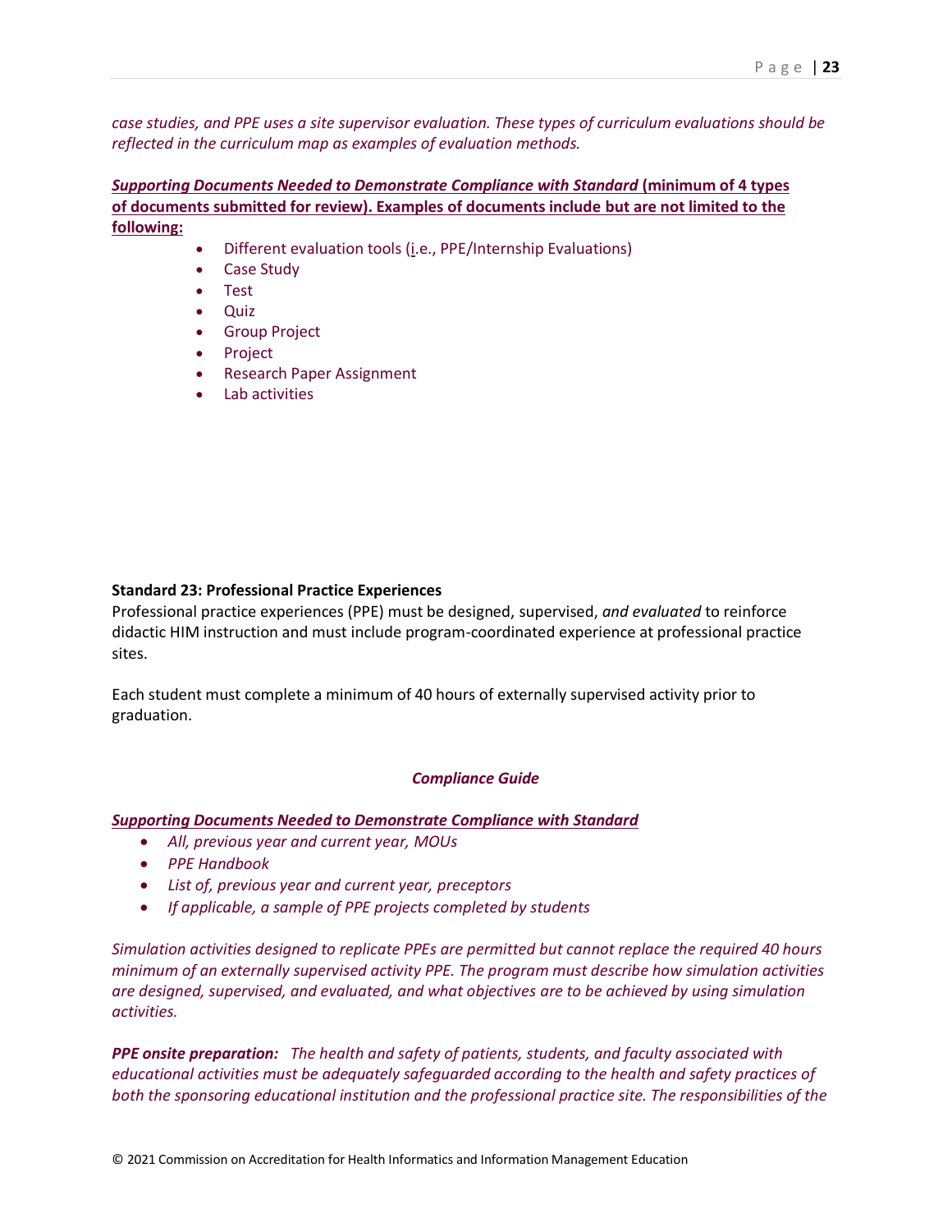*case studies, and PPE uses a site supervisor evaluation. These types of curriculum evaluations should be reflected in the curriculum map as examples of evaluation methods.*

***Supporting Documents Needed to Demonstrate Compliance with Standard* (minimum of 4 types of documents submitted for review). Examples of documents include but are not limited to the following:**

- Different evaluation tools (i.e., PPE/Internship Evaluations)
- Case Study
- Test
- Quiz
- Group Project
- Project
- Research Paper Assignment
- Lab activities

**Standard 23: Professional Practice Experiences**

Professional practice experiences (PPE) must be designed, supervised, *and evaluated* to reinforce didactic HIM instruction and must include program-coordinated experience at professional practice sites.

Each student must complete a minimum of 40 hours of externally supervised activity prior to graduation.

***Compliance Guide***

***Supporting Documents Needed to Demonstrate Compliance with Standard***

- *All, previous year and current year, MOUs*
- *PPE Handbook*
- *List of, previous year and current year, preceptors*
- *If applicable, a sample of PPE projects completed by students*

*Simulation activities designed to replicate PPEs are permitted but cannot replace the required 40 hours minimum of an externally supervised activity PPE. The program must describe how simulation activities are designed, supervised, and evaluated, and what objectives are to be achieved by using simulation activities.*

***PPE onsite preparation:*** *The health and safety of patients, students, and faculty associated with educational activities must be adequately safeguarded according to the health and safety practices of both the sponsoring educational institution and the professional practice site. The responsibilities of the*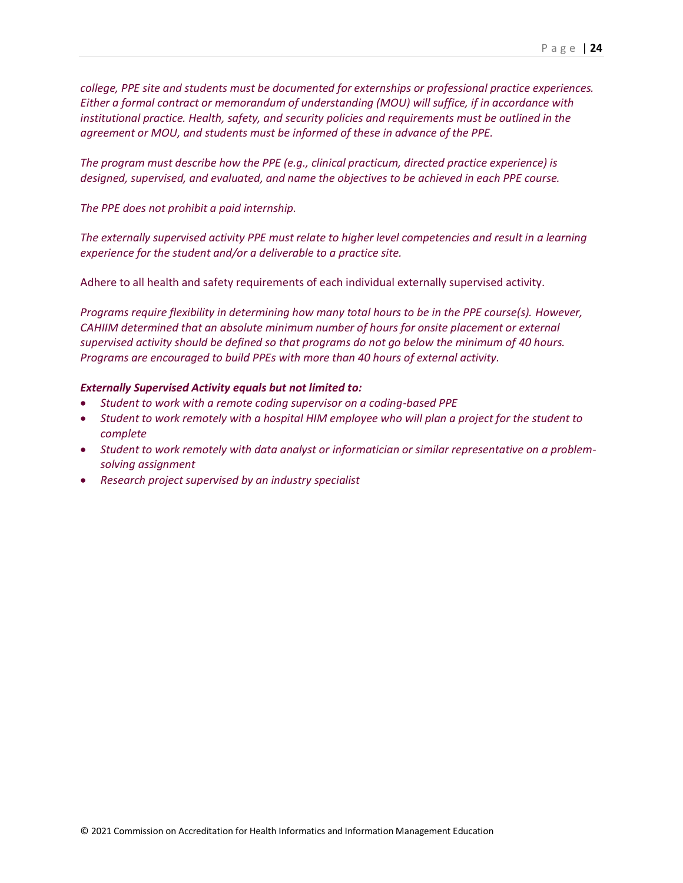*college, PPE site and students must be documented for externships or professional practice experiences. Either a formal contract or memorandum of understanding (MOU) will suffice, if in accordance with institutional practice. Health, safety, and security policies and requirements must be outlined in the agreement or MOU, and students must be informed of these in advance of the PPE.*

*The program must describe how the PPE (e.g., clinical practicum, directed practice experience) is designed, supervised, and evaluated, and name the objectives to be achieved in each PPE course.*

*The PPE does not prohibit a paid internship.*

*The externally supervised activity PPE must relate to higher level competencies and result in a learning experience for the student and/or a deliverable to a practice site.*

Adhere to all health and safety requirements of each individual externally supervised activity.

*Programs require flexibility in determining how many total hours to be in the PPE course(s). However, CAHIIM determined that an absolute minimum number of hours for onsite placement or external supervised activity should be defined so that programs do not go below the minimum of 40 hours. Programs are encouraged to build PPEs with more than 40 hours of external activity.*

***Externally Supervised Activity equals but not limited to:***

- *Student to work with a remote coding supervisor on a coding-based PPE*
- *Student to work remotely with a hospital HIM employee who will plan a project for the student to complete*
- *Student to work remotely with data analyst or informatician or similar representative on a problem-solving assignment*
- *Research project supervised by an industry specialist*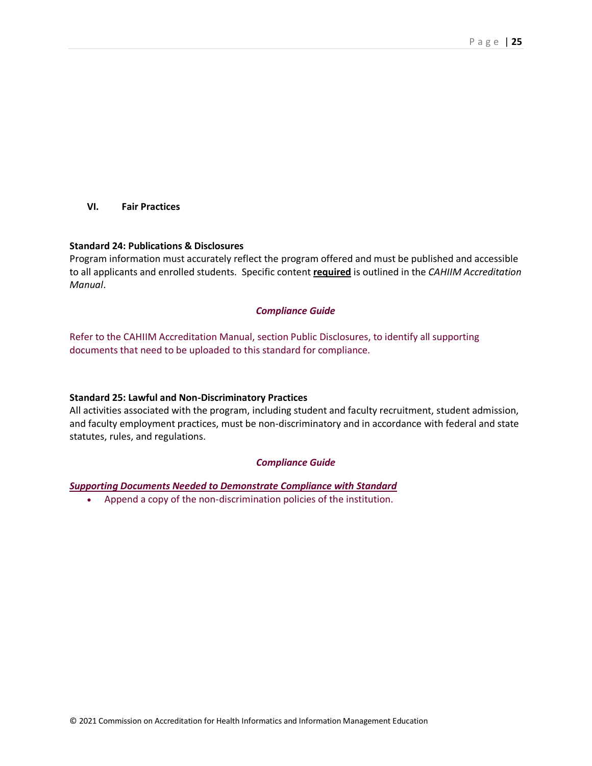## VI. Fair Practices

**Standard 24: Publications & Disclosures**
Program information must accurately reflect the program offered and must be published and accessible to all applicants and enrolled students. Specific content **required** is outlined in the *CAHIIM Accreditation Manual*.

***Compliance Guide***

Refer to the CAHIIM Accreditation Manual, section Public Disclosures, to identify all supporting documents that need to be uploaded to this standard for compliance.

**Standard 25: Lawful and Non-Discriminatory Practices**
All activities associated with the program, including student and faculty recruitment, student admission, and faculty employment practices, must be non-discriminatory and in accordance with federal and state statutes, rules, and regulations.

***Compliance Guide***

***Supporting Documents Needed to Demonstrate Compliance with Standard***

- Append a copy of the non-discrimination policies of the institution.

© 2021 Commission on Accreditation for Health Informatics and Information Management Education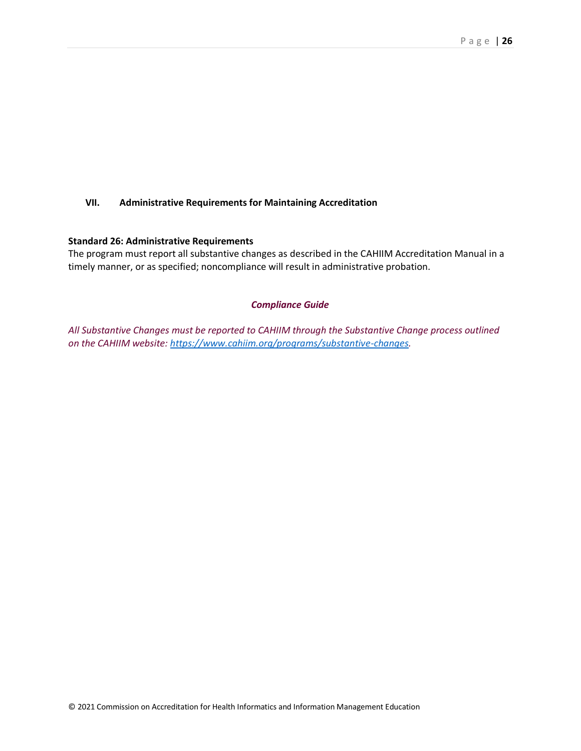## VII. Administrative Requirements for Maintaining Accreditation

**Standard 26: Administrative Requirements**
The program must report all substantive changes as described in the CAHIIM Accreditation Manual in a timely manner, or as specified; noncompliance will result in administrative probation.

***Compliance Guide***

*All Substantive Changes must be reported to CAHIIM through the Substantive Change process outlined on the CAHIIM website: https://www.cahiim.org/programs/substantive-changes.*

© 2021 Commission on Accreditation for Health Informatics and Information Management Education